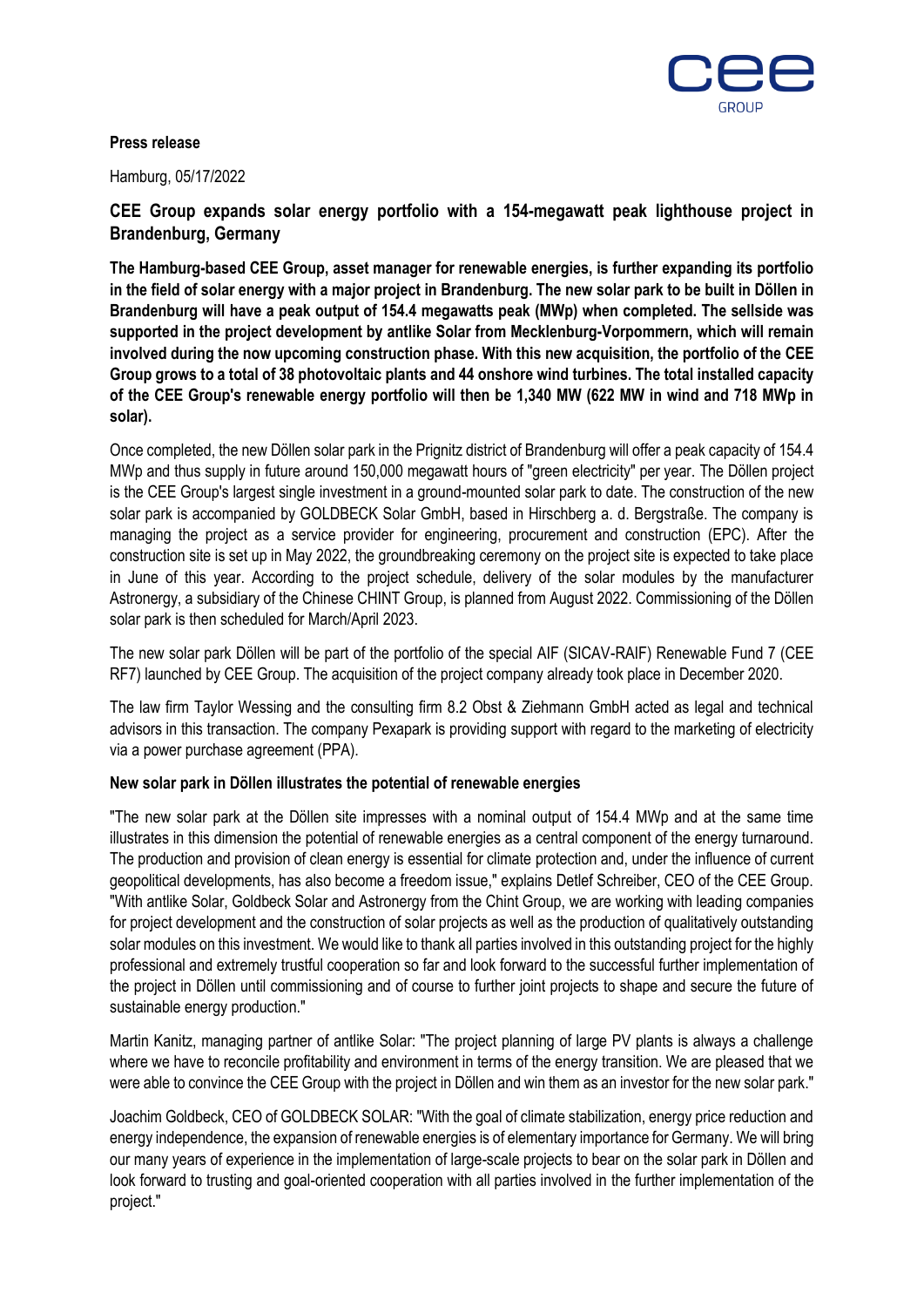**Press release**

Hamburg, 05/17/2022

## CEE Group expands solar energy portfolio with a 154-megawatt peak lighthouse project in Brandenburg, Germany

**The Hamburg-based CEE Group, asset manager for renewable energies, is further expanding its portfolio in the field of solar energy with a major project in Brandenburg. The new solar park to be built in Döllen in Brandenburg will have a peak output of 154.4 megawatts peak (MWp) when completed. The sellside was supported in the project development by antlike Solar from Mecklenburg-Vorpommern, which will remain involved during the now upcoming construction phase. With this new acquisition, the portfolio of the CEE Group grows to a total of 38 photovoltaic plants and 44 onshore wind turbines. The total installed capacity of the CEE Group's renewable energy portfolio will then be 1,340 MW (622 MW in wind and 718 MWp in solar).**

Once completed, the new Döllen solar park in the Prignitz district of Brandenburg will offer a peak capacity of 154.4 MWp and thus supply in future around 150,000 megawatt hours of "green electricity" per year. The Döllen project is the CEE Group's largest single investment in a ground-mounted solar park to date. The construction of the new solar park is accompanied by GOLDBECK Solar GmbH, based in Hirschberg a. d. Bergstraße. The company is managing the project as a service provider for engineering, procurement and construction (EPC). After the construction site is set up in May 2022, the groundbreaking ceremony on the project site is expected to take place in June of this year. According to the project schedule, delivery of the solar modules by the manufacturer Astronergy, a subsidiary of the Chinese CHINT Group, is planned from August 2022. Commissioning of the Döllen solar park is then scheduled for March/April 2023.

The new solar park Döllen will be part of the portfolio of the special AIF (SICAV-RAIF) Renewable Fund 7 (CEE RF7) launched by CEE Group. The acquisition of the project company already took place in December 2020.

The law firm Taylor Wessing and the consulting firm 8.2 Obst & Ziehmann GmbH acted as legal and technical advisors in this transaction. The company Pexapark is providing support with regard to the marketing of electricity via a power purchase agreement (PPA).

### New solar park in Döllen illustrates the potential of renewable energies

"The new solar park at the Döllen site impresses with a nominal output of 154.4 MWp and at the same time illustrates in this dimension the potential of renewable energies as a central component of the energy turnaround. The production and provision of clean energy is essential for climate protection and, under the influence of current geopolitical developments, has also become a freedom issue," explains Detlef Schreiber, CEO of the CEE Group. "With antlike Solar, Goldbeck Solar and Astronergy from the Chint Group, we are working with leading companies for project development and the construction of solar projects as well as the production of qualitatively outstanding solar modules on this investment. We would like to thank all parties involved in this outstanding project for the highly professional and extremely trustful cooperation so far and look forward to the successful further implementation of the project in Döllen until commissioning and of course to further joint projects to shape and secure the future of sustainable energy production."

Martin Kanitz, managing partner of antlike Solar: "The project planning of large PV plants is always a challenge where we have to reconcile profitability and environment in terms of the energy transition. We are pleased that we were able to convince the CEE Group with the project in Döllen and win them as an investor for the new solar park."

Joachim Goldbeck, CEO of GOLDBECK SOLAR: "With the goal of climate stabilization, energy price reduction and energy independence, the expansion of renewable energies is of elementary importance for Germany. We will bring our many years of experience in the implementation of large-scale projects to bear on the solar park in Döllen and look forward to trusting and goal-oriented cooperation with all parties involved in the further implementation of the project."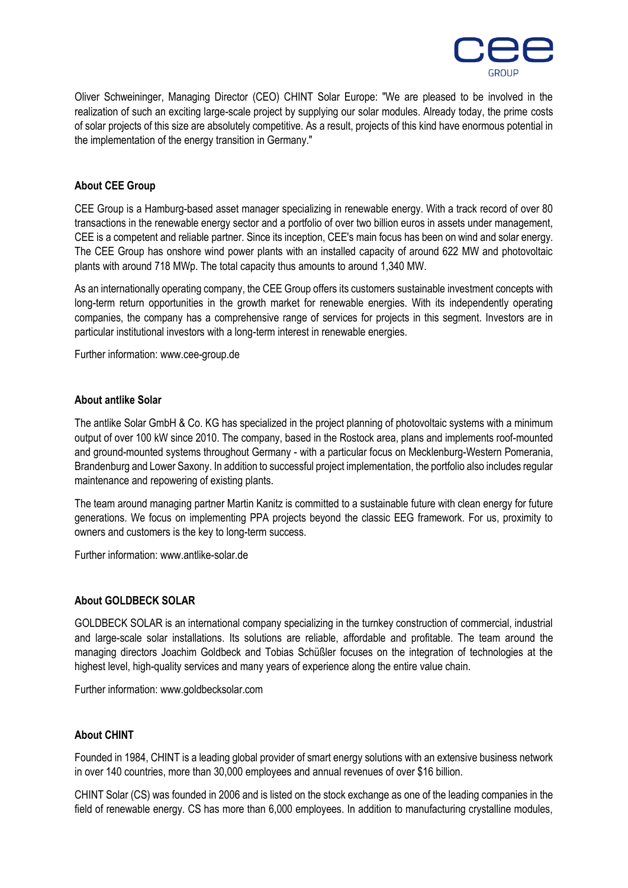Oliver Schweininger, Managing Director (CEO) CHINT Solar Europe: "We are pleased to be involved in the realization of such an exciting large-scale project by supplying our solar modules. Already today, the prime costs of solar projects of this size are absolutely competitive. As a result, projects of this kind have enormous potential in the implementation of the energy transition in Germany."

**About CEE Group**

CEE Group is a Hamburg-based asset manager specializing in renewable energy. With a track record of over 80 transactions in the renewable energy sector and a portfolio of over two billion euros in assets under management, CEE is a competent and reliable partner. Since its inception, CEE's main focus has been on wind and solar energy. The CEE Group has onshore wind power plants with an installed capacity of around 622 MW and photovoltaic plants with around 718 MWp. The total capacity thus amounts to around 1,340 MW.

As an internationally operating company, the CEE Group offers its customers sustainable investment concepts with long-term return opportunities in the growth market for renewable energies. With its independently operating companies, the company has a comprehensive range of services for projects in this segment. Investors are in particular institutional investors with a long-term interest in renewable energies.

Further information: www.cee-group.de

**About antlike Solar**

The antlike Solar GmbH & Co. KG has specialized in the project planning of photovoltaic systems with a minimum output of over 100 kW since 2010. The company, based in the Rostock area, plans and implements roof-mounted and ground-mounted systems throughout Germany - with a particular focus on Mecklenburg-Western Pomerania, Brandenburg and Lower Saxony. In addition to successful project implementation, the portfolio also includes regular maintenance and repowering of existing plants.

The team around managing partner Martin Kanitz is committed to a sustainable future with clean energy for future generations. We focus on implementing PPA projects beyond the classic EEG framework. For us, proximity to owners and customers is the key to long-term success.

Further information: www.antlike-solar.de

**About GOLDBECK SOLAR**

GOLDBECK SOLAR is an international company specializing in the turnkey construction of commercial, industrial and large-scale solar installations. Its solutions are reliable, affordable and profitable. The team around the managing directors Joachim Goldbeck and Tobias Schüßler focuses on the integration of technologies at the highest level, high-quality services and many years of experience along the entire value chain.

Further information: www.goldbecksolar.com

**About CHINT**

Founded in 1984, CHINT is a leading global provider of smart energy solutions with an extensive business network in over 140 countries, more than 30,000 employees and annual revenues of over $16 billion.

CHINT Solar (CS) was founded in 2006 and is listed on the stock exchange as one of the leading companies in the field of renewable energy. CS has more than 6,000 employees. In addition to manufacturing crystalline modules,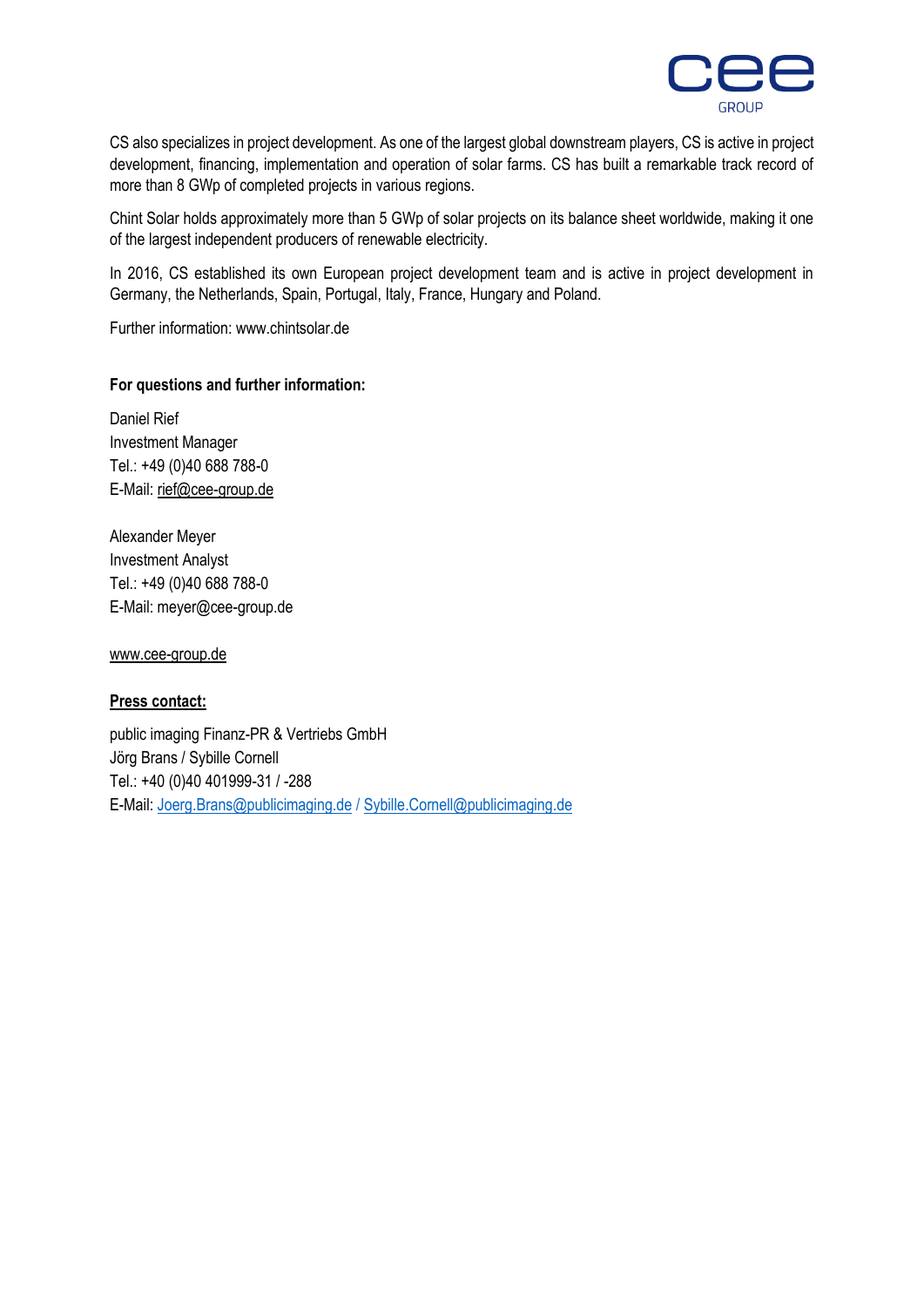CS also specializes in project development. As one of the largest global downstream players, CS is active in project development, financing, implementation and operation of solar farms. CS has built a remarkable track record of more than 8 GWp of completed projects in various regions.

Chint Solar holds approximately more than 5 GWp of solar projects on its balance sheet worldwide, making it one of the largest independent producers of renewable electricity.

In 2016, CS established its own European project development team and is active in project development in Germany, the Netherlands, Spain, Portugal, Italy, France, Hungary and Poland.

Further information: www.chintsolar.de

**For questions and further information:**

Daniel Rief
Investment Manager
Tel.: +49 (0)40 688 788-0
E-Mail: rief@cee-group.de

Alexander Meyer
Investment Analyst
Tel.: +49 (0)40 688 788-0
E-Mail: meyer@cee-group.de

www.cee-group.de

**Press contact:**

public imaging Finanz-PR & Vertriebs GmbH
Jörg Brans / Sybille Cornell
Tel.: +40 (0)40 401999-31 / -288
E-Mail: Joerg.Brans@publicimaging.de / Sybille.Cornell@publicimaging.de